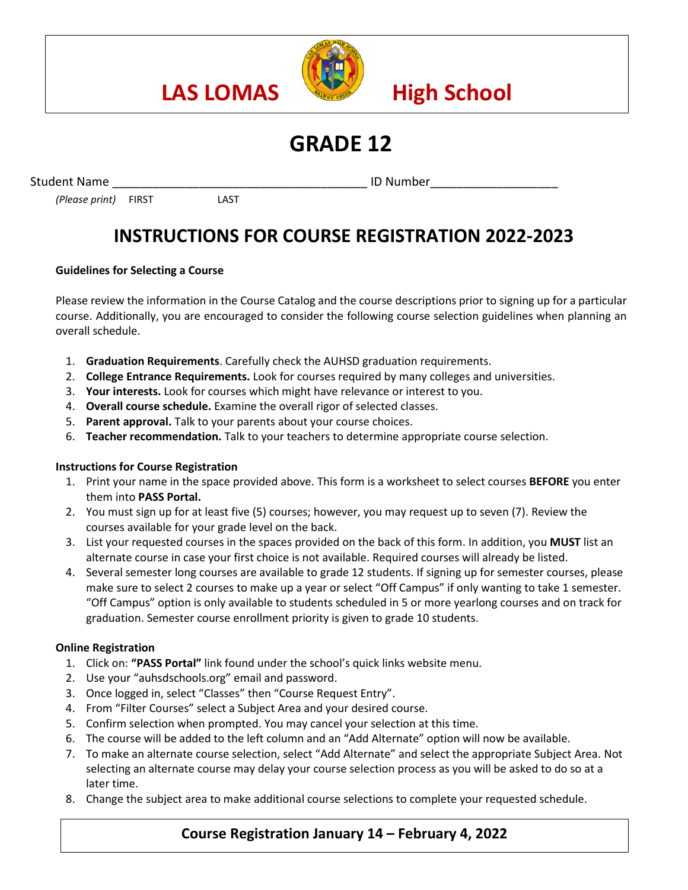# LAS LOMAS High School

# GRADE 12

Student Name ______________________________________ ID Number__________________

*(Please print)* FIRST LAST

## INSTRUCTIONS FOR COURSE REGISTRATION 2022-2023

**Guidelines for Selecting a Course**

Please review the information in the Course Catalog and the course descriptions prior to signing up for a particular course. Additionally, you are encouraged to consider the following course selection guidelines when planning an overall schedule.

1. **Graduation Requirements**. Carefully check the AUHSD graduation requirements.
2. **College Entrance Requirements.** Look for courses required by many colleges and universities.
3. **Your interests.** Look for courses which might have relevance or interest to you.
4. **Overall course schedule.** Examine the overall rigor of selected classes.
5. **Parent approval.** Talk to your parents about your course choices.
6. **Teacher recommendation.** Talk to your teachers to determine appropriate course selection.

**Instructions for Course Registration**

1. Print your name in the space provided above. This form is a worksheet to select courses **BEFORE** you enter them into **PASS Portal.**
2. You must sign up for at least five (5) courses; however, you may request up to seven (7). Review the courses available for your grade level on the back.
3. List your requested courses in the spaces provided on the back of this form. In addition, you **MUST** list an alternate course in case your first choice is not available. Required courses will already be listed.
4. Several semester long courses are available to grade 12 students. If signing up for semester courses, please make sure to select 2 courses to make up a year or select "Off Campus" if only wanting to take 1 semester. "Off Campus" option is only available to students scheduled in 5 or more yearlong courses and on track for graduation. Semester course enrollment priority is given to grade 10 students.

**Online Registration**

1. Click on: **"PASS Portal"** link found under the school's quick links website menu.
2. Use your "auhsdschools.org" email and password.
3. Once logged in, select "Classes" then "Course Request Entry".
4. From "Filter Courses" select a Subject Area and your desired course.
5. Confirm selection when prompted. You may cancel your selection at this time.
6. The course will be added to the left column and an "Add Alternate" option will now be available.
7. To make an alternate course selection, select "Add Alternate" and select the appropriate Subject Area. Not selecting an alternate course may delay your course selection process as you will be asked to do so at a later time.
8. Change the subject area to make additional course selections to complete your requested schedule.

**Course Registration January 14 – February 4, 2022**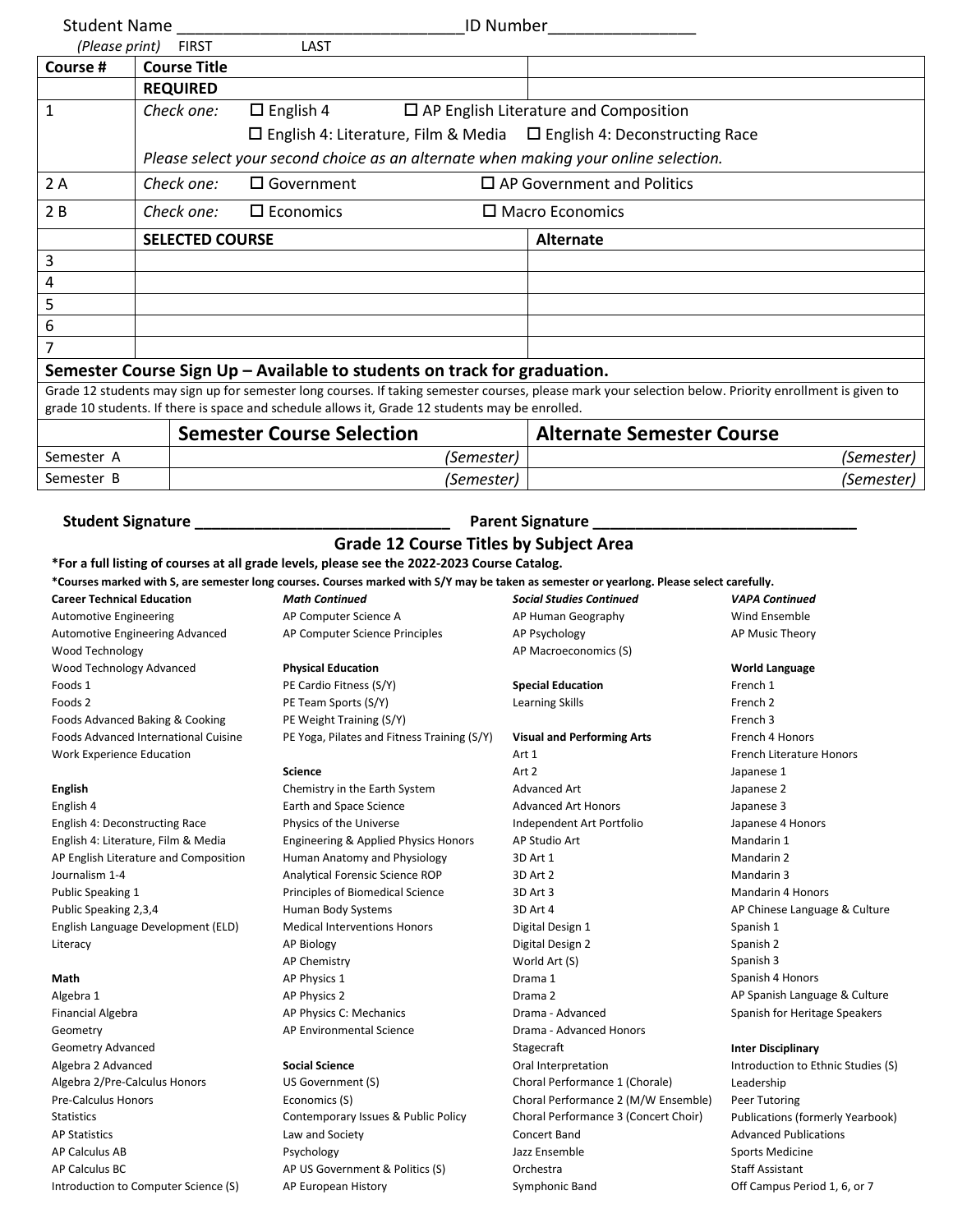Student Name ______________________________ ID Number ________________

*(Please print)* FIRST LAST

| Course # | Course Title | |
|---|---|---|
| | **REQUIRED** | |
| 1 | *Check one:* ☐ English 4 ☐ AP English Literature and Composition ☐ English 4: Literature, Film & Media ☐ English 4: Deconstructing Race *Please select your second choice as an alternate when making your online selection.* | |
| 2 A | *Check one:* ☐ Government ☐ AP Government and Politics | |
| 2 B | *Check one:* ☐ Economics ☐ Macro Economics | |
| | **SELECTED COURSE** | **Alternate** |
| 3 | | |
| 4 | | |
| 5 | | |
| 6 | | |
| 7 | | |

**Semester Course Sign Up – Available to students on track for graduation.**

Grade 12 students may sign up for semester long courses. If taking semester courses, please mark your selection below. Priority enrollment is given to grade 10 students. If there is space and schedule allows it, Grade 12 students may be enrolled.

| | Semester Course Selection | Alternate Semester Course |
|---|---|---|
| Semester A | *(Semester)* | *(Semester)* |
| Semester B | *(Semester)* | *(Semester)* |

**Student Signature** ____________________________ **Parent Signature** ______________________________

## Grade 12 Course Titles by Subject Area

**\*For a full listing of courses at all grade levels, please see the 2022-2023 Course Catalog.**

**\*Courses marked with S, are semester long courses. Courses marked with S/Y may be taken as semester or yearlong. Please select carefully.**

**Career Technical Education**
Automotive Engineering
Automotive Engineering Advanced
Wood Technology
Wood Technology Advanced
Foods 1
Foods 2
Foods Advanced Baking & Cooking
Foods Advanced International Cuisine
Work Experience Education

**English**
English 4
English 4: Deconstructing Race
English 4: Literature, Film & Media
AP English Literature and Composition
Journalism 1-4
Public Speaking 1
Public Speaking 2,3,4
English Language Development (ELD)
Literacy

**Math**
Algebra 1
Financial Algebra
Geometry
Geometry Advanced
Algebra 2 Advanced
Algebra 2/Pre-Calculus Honors
Pre-Calculus Honors
Statistics
AP Statistics
AP Calculus AB
AP Calculus BC
Introduction to Computer Science (S)

***Math Continued***
AP Computer Science A
AP Computer Science Principles

**Physical Education**
PE Cardio Fitness (S/Y)
PE Team Sports (S/Y)
PE Weight Training (S/Y)
PE Yoga, Pilates and Fitness Training (S/Y)

**Science**
Chemistry in the Earth System
Earth and Space Science
Physics of the Universe
Engineering & Applied Physics Honors
Human Anatomy and Physiology
Analytical Forensic Science ROP
Principles of Biomedical Science
Human Body Systems
Medical Interventions Honors
AP Biology
AP Chemistry
AP Physics 1
AP Physics 2
AP Physics C: Mechanics
AP Environmental Science

**Social Science**
US Government (S)
Economics (S)
Contemporary Issues & Public Policy
Law and Society
Psychology
AP US Government & Politics (S)
AP European History

***Social Studies Continued***
AP Human Geography
AP Psychology
AP Macroeconomics (S)

**Special Education**
Learning Skills

**Visual and Performing Arts**
Art 1
Art 2
Advanced Art
Advanced Art Honors
Independent Art Portfolio
AP Studio Art
3D Art 1
3D Art 2
3D Art 3
3D Art 4
Digital Design 1
Digital Design 2
World Art (S)
Drama 1
Drama 2
Drama - Advanced
Drama - Advanced Honors
Stagecraft
Oral Interpretation
Choral Performance 1 (Chorale)
Choral Performance 2 (M/W Ensemble)
Choral Performance 3 (Concert Choir)
Concert Band
Jazz Ensemble
Orchestra
Symphonic Band

***VAPA Continued***
Wind Ensemble
AP Music Theory

**World Language**
French 1
French 2
French 3
French 4 Honors
French Literature Honors
Japanese 1
Japanese 2
Japanese 3
Japanese 4 Honors
Mandarin 1
Mandarin 2
Mandarin 3
Mandarin 4 Honors
AP Chinese Language & Culture
Spanish 1
Spanish 2
Spanish 3
Spanish 4 Honors
AP Spanish Language & Culture
Spanish for Heritage Speakers

**Inter Disciplinary**
Introduction to Ethnic Studies (S)
Leadership
Peer Tutoring
Publications (formerly Yearbook)
Advanced Publications
Sports Medicine
Staff Assistant
Off Campus Period 1, 6, or 7